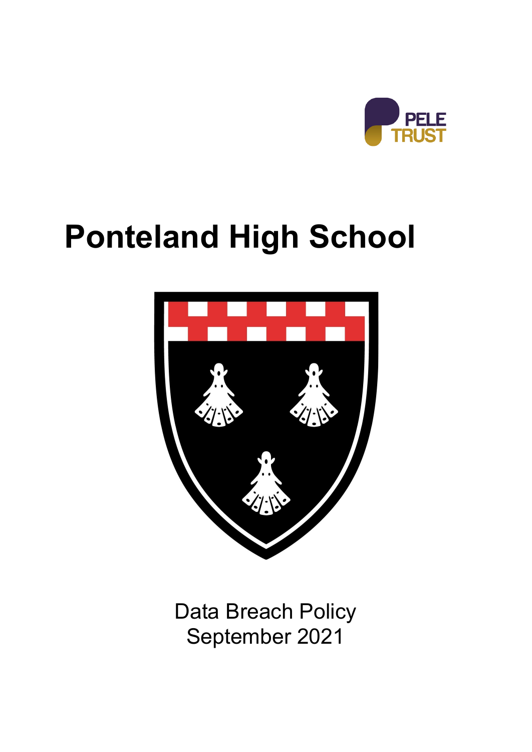# Ponteland High School

Data Breach Policy
September 2021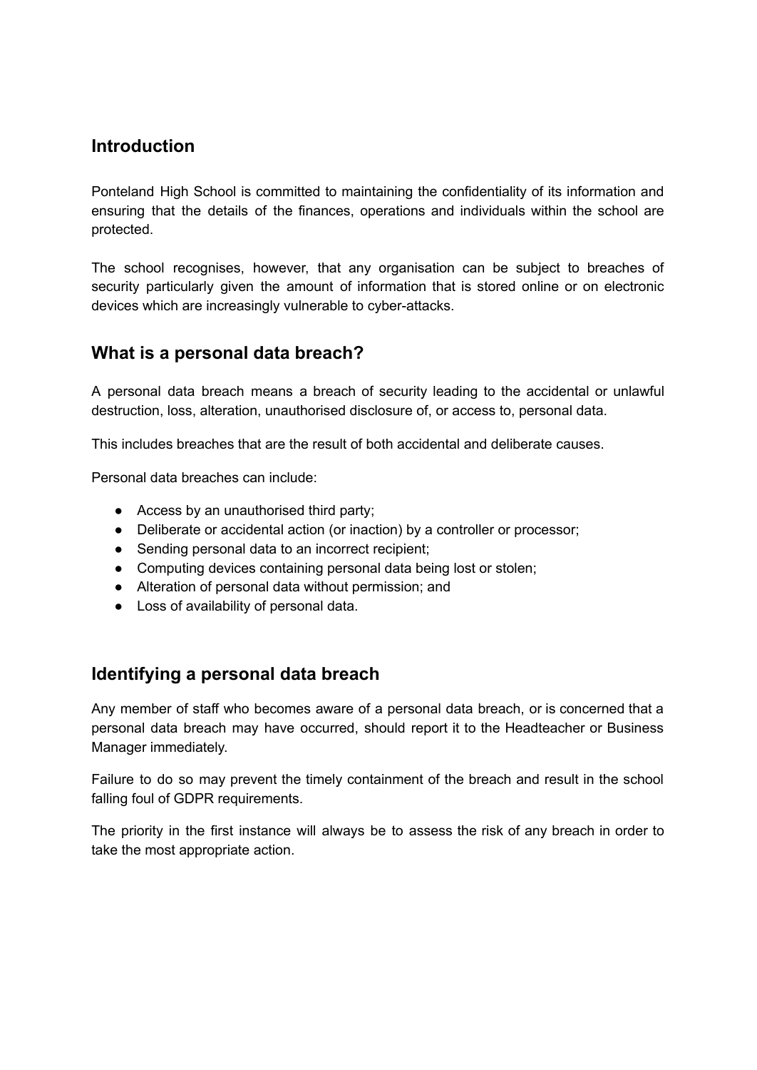## Introduction

Ponteland High School is committed to maintaining the confidentiality of its information and ensuring that the details of the finances, operations and individuals within the school are protected.

The school recognises, however, that any organisation can be subject to breaches of security particularly given the amount of information that is stored online or on electronic devices which are increasingly vulnerable to cyber-attacks.

## What is a personal data breach?

A personal data breach means a breach of security leading to the accidental or unlawful destruction, loss, alteration, unauthorised disclosure of, or access to, personal data.

This includes breaches that are the result of both accidental and deliberate causes.

Personal data breaches can include:

- Access by an unauthorised third party;
- Deliberate or accidental action (or inaction) by a controller or processor;
- Sending personal data to an incorrect recipient;
- Computing devices containing personal data being lost or stolen;
- Alteration of personal data without permission; and
- Loss of availability of personal data.

## Identifying a personal data breach

Any member of staff who becomes aware of a personal data breach, or is concerned that a personal data breach may have occurred, should report it to the Headteacher or Business Manager immediately.

Failure to do so may prevent the timely containment of the breach and result in the school falling foul of GDPR requirements.

The priority in the first instance will always be to assess the risk of any breach in order to take the most appropriate action.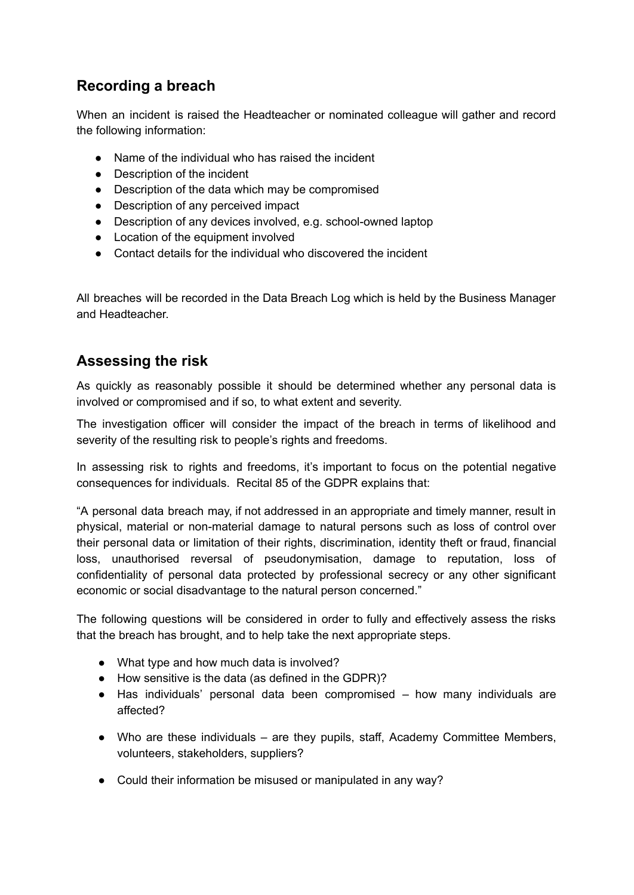## Recording a breach

When an incident is raised the Headteacher or nominated colleague will gather and record the following information:

- Name of the individual who has raised the incident
- Description of the incident
- Description of the data which may be compromised
- Description of any perceived impact
- Description of any devices involved, e.g. school-owned laptop
- Location of the equipment involved
- Contact details for the individual who discovered the incident

All breaches will be recorded in the Data Breach Log which is held by the Business Manager and Headteacher.

## Assessing the risk

As quickly as reasonably possible it should be determined whether any personal data is involved or compromised and if so, to what extent and severity.

The investigation officer will consider the impact of the breach in terms of likelihood and severity of the resulting risk to people's rights and freedoms.

In assessing risk to rights and freedoms, it's important to focus on the potential negative consequences for individuals. Recital 85 of the GDPR explains that:

"A personal data breach may, if not addressed in an appropriate and timely manner, result in physical, material or non-material damage to natural persons such as loss of control over their personal data or limitation of their rights, discrimination, identity theft or fraud, financial loss, unauthorised reversal of pseudonymisation, damage to reputation, loss of confidentiality of personal data protected by professional secrecy or any other significant economic or social disadvantage to the natural person concerned."

The following questions will be considered in order to fully and effectively assess the risks that the breach has brought, and to help take the next appropriate steps.

- What type and how much data is involved?
- How sensitive is the data (as defined in the GDPR)?
- Has individuals' personal data been compromised – how many individuals are affected?
- Who are these individuals – are they pupils, staff, Academy Committee Members, volunteers, stakeholders, suppliers?
- Could their information be misused or manipulated in any way?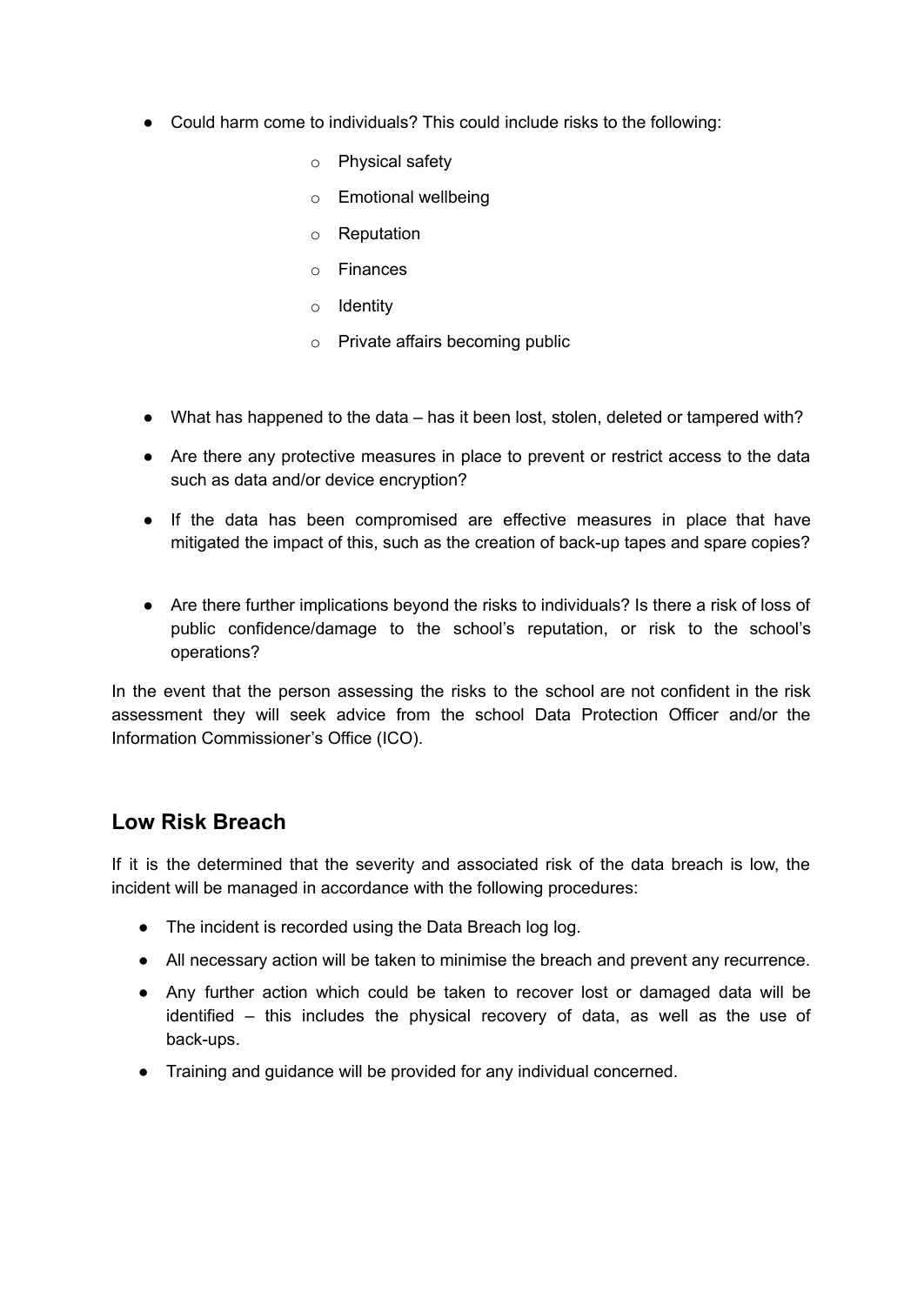- Could harm come to individuals? This could include risks to the following:
  - Physical safety
  - Emotional wellbeing
  - Reputation
  - Finances
  - Identity
  - Private affairs becoming public

- What has happened to the data – has it been lost, stolen, deleted or tampered with?
- Are there any protective measures in place to prevent or restrict access to the data such as data and/or device encryption?
- If the data has been compromised are effective measures in place that have mitigated the impact of this, such as the creation of back-up tapes and spare copies?
- Are there further implications beyond the risks to individuals? Is there a risk of loss of public confidence/damage to the school's reputation, or risk to the school's operations?

In the event that the person assessing the risks to the school are not confident in the risk assessment they will seek advice from the school Data Protection Officer and/or the Information Commissioner's Office (ICO).

## Low Risk Breach

If it is the determined that the severity and associated risk of the data breach is low, the incident will be managed in accordance with the following procedures:

- The incident is recorded using the Data Breach log log.
- All necessary action will be taken to minimise the breach and prevent any recurrence.
- Any further action which could be taken to recover lost or damaged data will be identified – this includes the physical recovery of data, as well as the use of back-ups.
- Training and guidance will be provided for any individual concerned.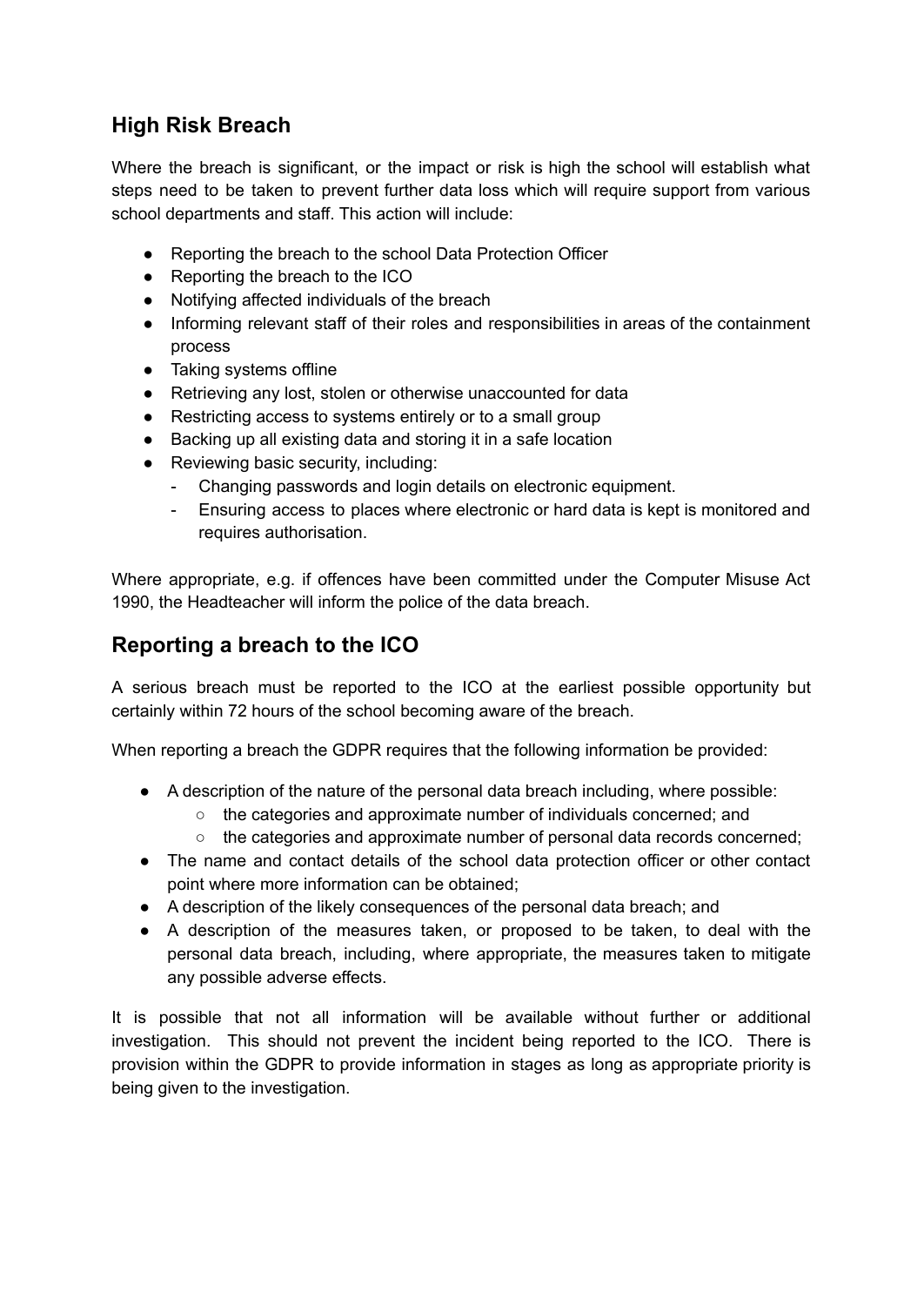## High Risk Breach

Where the breach is significant, or the impact or risk is high the school will establish what steps need to be taken to prevent further data loss which will require support from various school departments and staff. This action will include:

- Reporting the breach to the school Data Protection Officer
- Reporting the breach to the ICO
- Notifying affected individuals of the breach
- Informing relevant staff of their roles and responsibilities in areas of the containment process
- Taking systems offline
- Retrieving any lost, stolen or otherwise unaccounted for data
- Restricting access to systems entirely or to a small group
- Backing up all existing data and storing it in a safe location
- Reviewing basic security, including:
  - Changing passwords and login details on electronic equipment.
  - Ensuring access to places where electronic or hard data is kept is monitored and requires authorisation.

Where appropriate, e.g. if offences have been committed under the Computer Misuse Act 1990, the Headteacher will inform the police of the data breach.

## Reporting a breach to the ICO

A serious breach must be reported to the ICO at the earliest possible opportunity but certainly within 72 hours of the school becoming aware of the breach.

When reporting a breach the GDPR requires that the following information be provided:

- A description of the nature of the personal data breach including, where possible:
  - the categories and approximate number of individuals concerned; and
  - the categories and approximate number of personal data records concerned;
- The name and contact details of the school data protection officer or other contact point where more information can be obtained;
- A description of the likely consequences of the personal data breach; and
- A description of the measures taken, or proposed to be taken, to deal with the personal data breach, including, where appropriate, the measures taken to mitigate any possible adverse effects.

It is possible that not all information will be available without further or additional investigation. This should not prevent the incident being reported to the ICO. There is provision within the GDPR to provide information in stages as long as appropriate priority is being given to the investigation.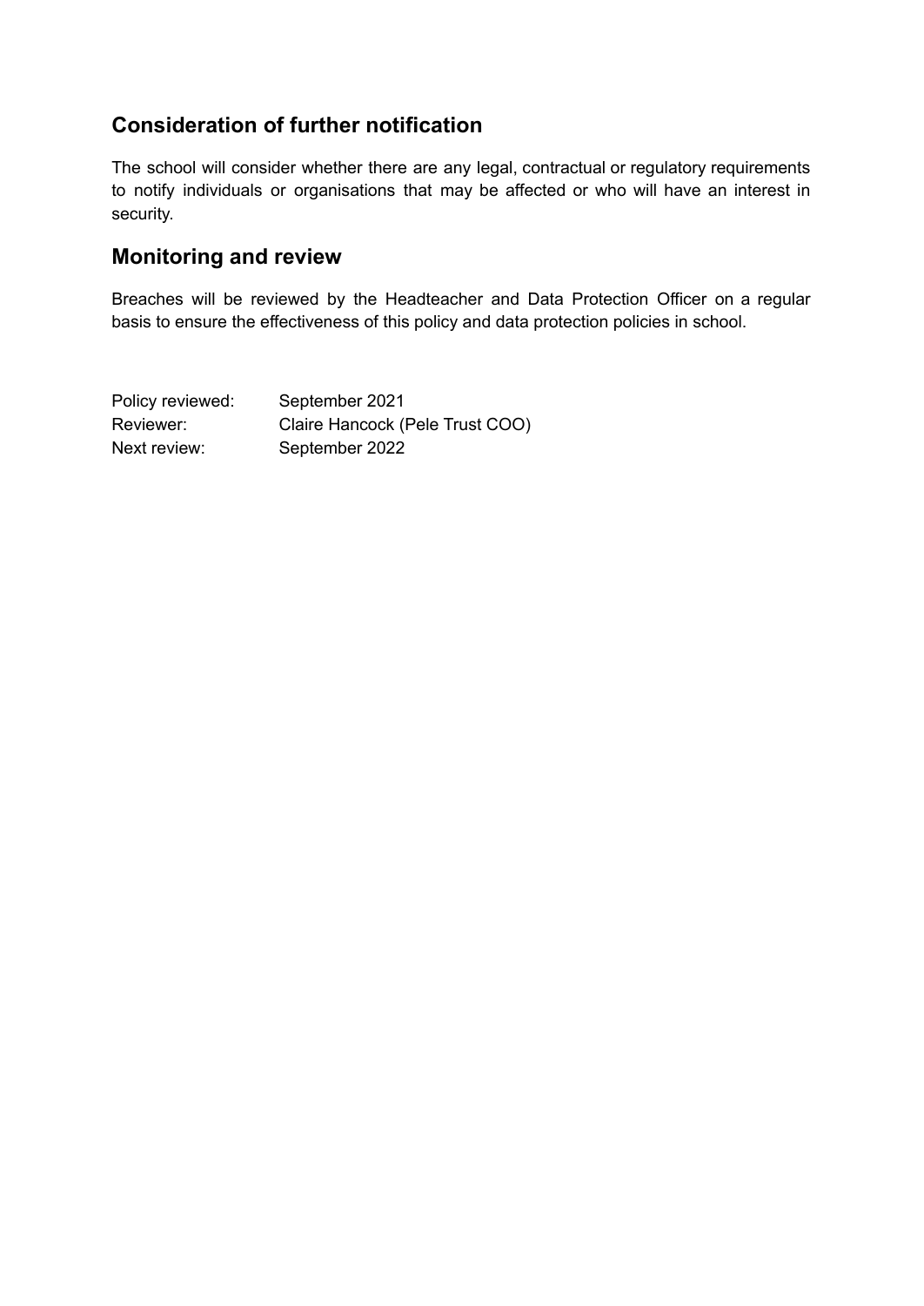## Consideration of further notification

The school will consider whether there are any legal, contractual or regulatory requirements to notify individuals or organisations that may be affected or who will have an interest in security.

## Monitoring and review

Breaches will be reviewed by the Headteacher and Data Protection Officer on a regular basis to ensure the effectiveness of this policy and data protection policies in school.

| | |
|---|---|
| Policy reviewed: | September 2021 |
| Reviewer: | Claire Hancock (Pele Trust COO) |
| Next review: | September 2022 |